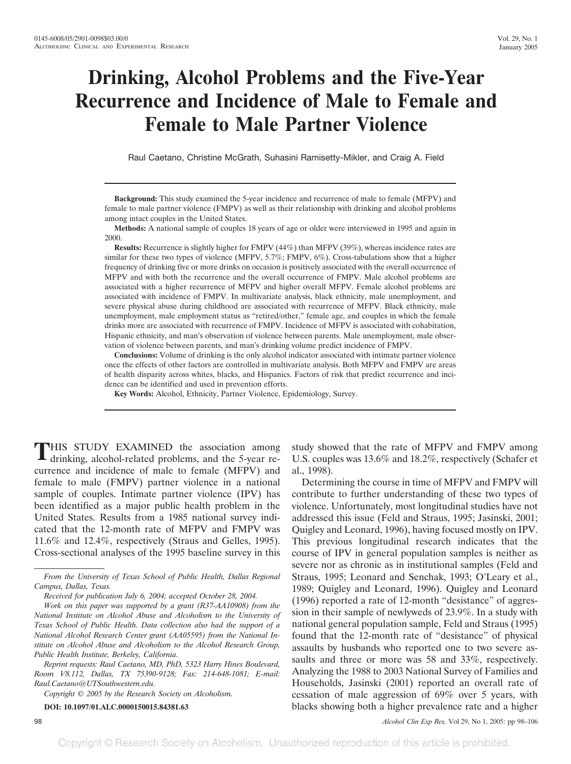# Drinking, Alcohol Problems and the Five-Year Recurrence and Incidence of Male to Female and Female to Male Partner Violence

Raul Caetano, Christine McGrath, Suhasini Ramisetty-Mikler, and Craig A. Field

**Background:** This study examined the 5-year incidence and recurrence of male to female (MFPV) and female to male partner violence (FMPV) as well as their relationship with drinking and alcohol problems among intact couples in the United States.

**Methods:** A national sample of couples 18 years of age or older were interviewed in 1995 and again in 2000.

**Results:** Recurrence is slightly higher for FMPV (44%) than MFPV (39%), whereas incidence rates are similar for these two types of violence (MFPV, 5.7%; FMPV, 6%). Cross-tabulations show that a higher frequency of drinking five or more drinks on occasion is positively associated with the overall occurrence of MFPV and with both the recurrence and the overall occurrence of FMPV. Male alcohol problems are associated with a higher recurrence of MFPV and higher overall MFPV. Female alcohol problems are associated with incidence of FMPV. In multivariate analysis, black ethnicity, male unemployment, and severe physical abuse during childhood are associated with recurrence of MFPV. Black ethnicity, male unemployment, male employment status as "retired/other," female age, and couples in which the female drinks more are associated with recurrence of FMPV. Incidence of MFPV is associated with cohabitation, Hispanic ethnicity, and man's observation of violence between parents. Male unemployment, male observation of violence between parents, and man's drinking volume predict incidence of FMPV.

**Conclusions:** Volume of drinking is the only alcohol indicator associated with intimate partner violence once the effects of other factors are controlled in multivariate analysis. Both MFPV and FMPV are areas of health disparity across whites, blacks, and Hispanics. Factors of risk that predict recurrence and incidence can be identified and used in prevention efforts.

**Key Words:** Alcohol, Ethnicity, Partner Violence, Epidemiology, Survey.

THIS STUDY EXAMINED the association among drinking, alcohol-related problems, and the 5-year recurrence and incidence of male to female (MFPV) and female to male (FMPV) partner violence in a national sample of couples. Intimate partner violence (IPV) has been identified as a major public health problem in the United States. Results from a 1985 national survey indicated that the 12-month rate of MFPV and FMPV was 11.6% and 12.4%, respectively (Straus and Gelles, 1995). Cross-sectional analyses of the 1995 baseline survey in this study showed that the rate of MFPV and FMPV among U.S. couples was 13.6% and 18.2%, respectively (Schafer et al., 1998).

Determining the course in time of MFPV and FMPV will contribute to further understanding of these two types of violence. Unfortunately, most longitudinal studies have not addressed this issue (Feld and Straus, 1995; Jasinski, 2001; Quigley and Leonard, 1996), having focused mostly on IPV. This previous longitudinal research indicates that the course of IPV in general population samples is neither as severe nor as chronic as in institutional samples (Feld and Straus, 1995; Leonard and Senchak, 1993; O'Leary et al., 1989; Quigley and Leonard, 1996). Quigley and Leonard (1996) reported a rate of 12-month "desistance" of aggression in their sample of newlyweds of 23.9%. In a study with national general population sample, Feld and Straus (1995) found that the 12-month rate of "desistance" of physical assaults by husbands who reported one to two severe assaults and three or more was 58 and 33%, respectively. Analyzing the 1988 to 2003 National Survey of Families and Households, Jasinski (2001) reported an overall rate of cessation of male aggression of 69% over 5 years, with blacks showing both a higher prevalence rate and a higher

*From the University of Texas School of Public Health, Dallas Regional Campus, Dallas, Texas.*

*Received for publication July 6, 2004; accepted October 28, 2004.*

*Work on this paper was supported by a grant (R37-AA10908) from the National Institute on Alcohol Abuse and Alcoholism to the University of Texas School of Public Health. Data collection also had the support of a National Alcohol Research Center grant (AA05595) from the National Institute on Alcohol Abuse and Alcoholism to the Alcohol Research Group, Public Health Institute, Berkeley, California.*

*Reprint requests: Raul Caetano, MD, PhD, 5323 Harry Hines Boulevard, Room V8.112, Dallas, TX 75390-9128; Fax: 214-648-1081; E-mail: Raul.Caetano@UTSouthwestern.edu.*

*Copyright © 2005 by the Research Society on Alcoholism.*

**DOI: 10.1097/01.ALC.0000150015.84381.63**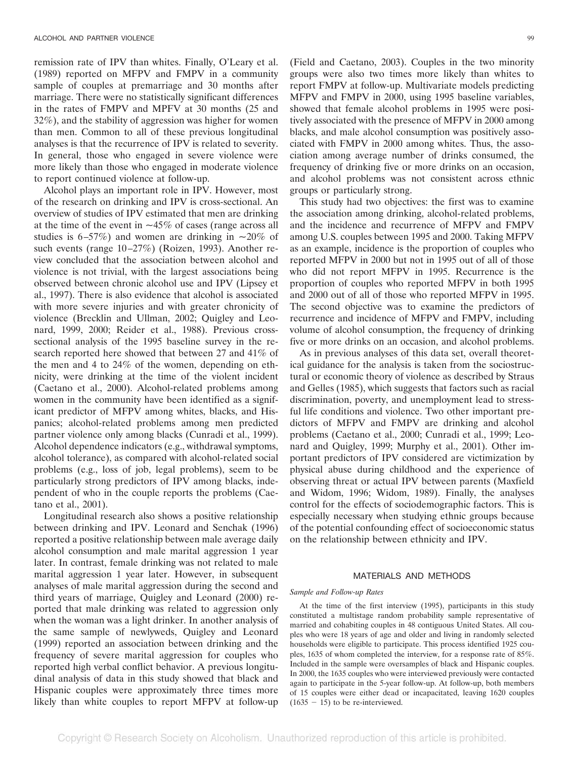remission rate of IPV than whites. Finally, O'Leary et al. (1989) reported on MFPV and FMPV in a community sample of couples at premarriage and 30 months after marriage. There were no statistically significant differences in the rates of FMPV and MPFV at 30 months (25 and 32%), and the stability of aggression was higher for women than men. Common to all of these previous longitudinal analyses is that the recurrence of IPV is related to severity. In general, those who engaged in severe violence were more likely than those who engaged in moderate violence to report continued violence at follow-up.

Alcohol plays an important role in IPV. However, most of the research on drinking and IPV is cross-sectional. An overview of studies of IPV estimated that men are drinking at the time of the event in ~45% of cases (range across all studies is 6–57%) and women are drinking in ~20% of such events (range 10–27%) (Roizen, 1993). Another review concluded that the association between alcohol and violence is not trivial, with the largest associations being observed between chronic alcohol use and IPV (Lipsey et al., 1997). There is also evidence that alcohol is associated with more severe injuries and with greater chronicity of violence (Brecklin and Ullman, 2002; Quigley and Leonard, 1999, 2000; Reider et al., 1988). Previous cross-sectional analysis of the 1995 baseline survey in the research reported here showed that between 27 and 41% of the men and 4 to 24% of the women, depending on ethnicity, were drinking at the time of the violent incident (Caetano et al., 2000). Alcohol-related problems among women in the community have been identified as a significant predictor of MFPV among whites, blacks, and Hispanics; alcohol-related problems among men predicted partner violence only among blacks (Cunradi et al., 1999). Alcohol dependence indicators (e.g., withdrawal symptoms, alcohol tolerance), as compared with alcohol-related social problems (e.g., loss of job, legal problems), seem to be particularly strong predictors of IPV among blacks, independent of who in the couple reports the problems (Caetano et al., 2001).

Longitudinal research also shows a positive relationship between drinking and IPV. Leonard and Senchak (1996) reported a positive relationship between male average daily alcohol consumption and male marital aggression 1 year later. In contrast, female drinking was not related to male marital aggression 1 year later. However, in subsequent analyses of male marital aggression during the second and third years of marriage, Quigley and Leonard (2000) reported that male drinking was related to aggression only when the woman was a light drinker. In another analysis of the same sample of newlyweds, Quigley and Leonard (1999) reported an association between drinking and the frequency of severe marital aggression for couples who reported high verbal conflict behavior. A previous longitudinal analysis of data in this study showed that black and Hispanic couples were approximately three times more likely than white couples to report MFPV at follow-up (Field and Caetano, 2003). Couples in the two minority groups were also two times more likely than whites to report FMPV at follow-up. Multivariate models predicting MFPV and FMPV in 2000, using 1995 baseline variables, showed that female alcohol problems in 1995 were positively associated with the presence of MFPV in 2000 among blacks, and male alcohol consumption was positively associated with FMPV in 2000 among whites. Thus, the association among average number of drinks consumed, the frequency of drinking five or more drinks on an occasion, and alcohol problems was not consistent across ethnic groups or particularly strong.

This study had two objectives: the first was to examine the association among drinking, alcohol-related problems, and the incidence and recurrence of MFPV and FMPV among U.S. couples between 1995 and 2000. Taking MFPV as an example, incidence is the proportion of couples who reported MFPV in 2000 but not in 1995 out of all of those who did not report MFPV in 1995. Recurrence is the proportion of couples who reported MFPV in both 1995 and 2000 out of all of those who reported MFPV in 1995. The second objective was to examine the predictors of recurrence and incidence of MFPV and FMPV, including volume of alcohol consumption, the frequency of drinking five or more drinks on an occasion, and alcohol problems.

As in previous analyses of this data set, overall theoretical guidance for the analysis is taken from the sociostructural or economic theory of violence as described by Straus and Gelles (1985), which suggests that factors such as racial discrimination, poverty, and unemployment lead to stressful life conditions and violence. Two other important predictors of MFPV and FMPV are drinking and alcohol problems (Caetano et al., 2000; Cunradi et al., 1999; Leonard and Quigley, 1999; Murphy et al., 2001). Other important predictors of IPV considered are victimization by physical abuse during childhood and the experience of observing threat or actual IPV between parents (Maxfield and Widom, 1996; Widom, 1989). Finally, the analyses control for the effects of sociodemographic factors. This is especially necessary when studying ethnic groups because of the potential confounding effect of socioeconomic status on the relationship between ethnicity and IPV.

## MATERIALS AND METHODS

### *Sample and Follow-up Rates*

At the time of the first interview (1995), participants in this study constituted a multistage random probability sample representative of married and cohabiting couples in 48 contiguous United States. All couples who were 18 years of age and older and living in randomly selected households were eligible to participate. This process identified 1925 couples, 1635 of whom completed the interview, for a response rate of 85%. Included in the sample were oversamples of black and Hispanic couples. In 2000, the 1635 couples who were interviewed previously were contacted again to participate in the 5-year follow-up. At follow-up, both members of 15 couples were either dead or incapacitated, leaving 1620 couples ($1635 - 15$) to be re-interviewed.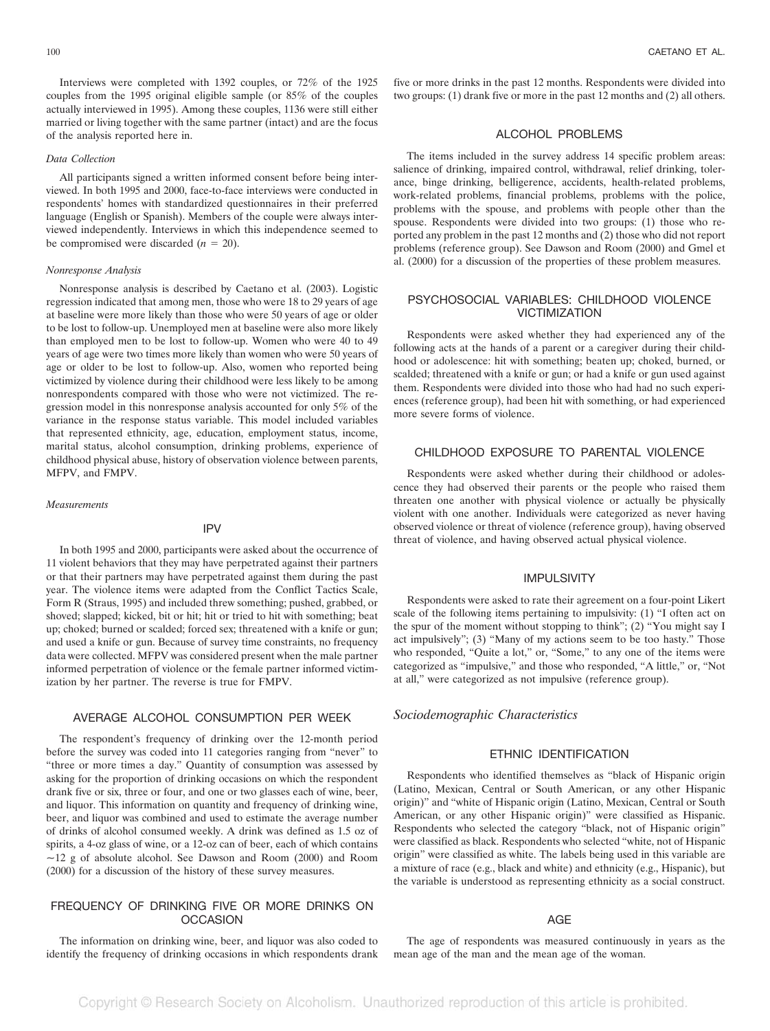Interviews were completed with 1392 couples, or 72% of the 1925 couples from the 1995 original eligible sample (or 85% of the couples actually interviewed in 1995). Among these couples, 1136 were still either married or living together with the same partner (intact) and are the focus of the analysis reported here in.

*Data Collection*

All participants signed a written informed consent before being interviewed. In both 1995 and 2000, face-to-face interviews were conducted in respondents' homes with standardized questionnaires in their preferred language (English or Spanish). Members of the couple were always interviewed independently. Interviews in which this independence seemed to be compromised were discarded ($n = 20$).

*Nonresponse Analysis*

Nonresponse analysis is described by Caetano et al. (2003). Logistic regression indicated that among men, those who were 18 to 29 years of age at baseline were more likely than those who were 50 years of age or older to be lost to follow-up. Unemployed men at baseline were also more likely than employed men to be lost to follow-up. Women who were 40 to 49 years of age were two times more likely than women who were 50 years of age or older to be lost to follow-up. Also, women who reported being victimized by violence during their childhood were less likely to be among nonrespondents compared with those who were not victimized. The regression model in this nonresponse analysis accounted for only 5% of the variance in the response status variable. This model included variables that represented ethnicity, age, education, employment status, income, marital status, alcohol consumption, drinking problems, experience of childhood physical abuse, history of observation violence between parents, MFPV, and FMPV.

*Measurements*

#### IPV

In both 1995 and 2000, participants were asked about the occurrence of 11 violent behaviors that they may have perpetrated against their partners or that their partners may have perpetrated against them during the past year. The violence items were adapted from the Conflict Tactics Scale, Form R (Straus, 1995) and included threw something; pushed, grabbed, or shoved; slapped; kicked, bit or hit; hit or tried to hit with something; beat up; choked; burned or scalded; forced sex; threatened with a knife or gun; and used a knife or gun. Because of survey time constraints, no frequency data were collected. MFPV was considered present when the male partner informed perpetration of violence or the female partner informed victimization by her partner. The reverse is true for FMPV.

#### AVERAGE ALCOHOL CONSUMPTION PER WEEK

The respondent's frequency of drinking over the 12-month period before the survey was coded into 11 categories ranging from "never" to "three or more times a day." Quantity of consumption was assessed by asking for the proportion of drinking occasions on which the respondent drank five or six, three or four, and one or two glasses each of wine, beer, and liquor. This information on quantity and frequency of drinking wine, beer, and liquor was combined and used to estimate the average number of drinks of alcohol consumed weekly. A drink was defined as 1.5 oz of spirits, a 4-oz glass of wine, or a 12-oz can of beer, each of which contains ~12 g of absolute alcohol. See Dawson and Room (2000) and Room (2000) for a discussion of the history of these survey measures.

#### FREQUENCY OF DRINKING FIVE OR MORE DRINKS ON OCCASION

The information on drinking wine, beer, and liquor was also coded to identify the frequency of drinking occasions in which respondents drank five or more drinks in the past 12 months. Respondents were divided into two groups: (1) drank five or more in the past 12 months and (2) all others.

#### ALCOHOL PROBLEMS

The items included in the survey address 14 specific problem areas: salience of drinking, impaired control, withdrawal, relief drinking, tolerance, binge drinking, belligerence, accidents, health-related problems, work-related problems, financial problems, problems with the police, problems with the spouse, and problems with people other than the spouse. Respondents were divided into two groups: (1) those who reported any problem in the past 12 months and (2) those who did not report problems (reference group). See Dawson and Room (2000) and Gmel et al. (2000) for a discussion of the properties of these problem measures.

#### PSYCHOSOCIAL VARIABLES: CHILDHOOD VIOLENCE VICTIMIZATION

Respondents were asked whether they had experienced any of the following acts at the hands of a parent or a caregiver during their childhood or adolescence: hit with something; beaten up; choked, burned, or scalded; threatened with a knife or gun; or had a knife or gun used against them. Respondents were divided into those who had had no such experiences (reference group), had been hit with something, or had experienced more severe forms of violence.

#### CHILDHOOD EXPOSURE TO PARENTAL VIOLENCE

Respondents were asked whether during their childhood or adolescence they had observed their parents or the people who raised them threaten one another with physical violence or actually be physically violent with one another. Individuals were categorized as never having observed violence or threat of violence (reference group), having observed threat of violence, and having observed actual physical violence.

#### IMPULSIVITY

Respondents were asked to rate their agreement on a four-point Likert scale of the following items pertaining to impulsivity: (1) "I often act on the spur of the moment without stopping to think"; (2) "You might say I act impulsively"; (3) "Many of my actions seem to be too hasty." Those who responded, "Quite a lot," or, "Some," to any one of the items were categorized as "impulsive," and those who responded, "A little," or, "Not at all," were categorized as not impulsive (reference group).

### *Sociodemographic Characteristics*

#### ETHNIC IDENTIFICATION

Respondents who identified themselves as "black of Hispanic origin (Latino, Mexican, Central or South American, or any other Hispanic origin)" and "white of Hispanic origin (Latino, Mexican, Central or South American, or any other Hispanic origin)" were classified as Hispanic. Respondents who selected the category "black, not of Hispanic origin" were classified as black. Respondents who selected "white, not of Hispanic origin" were classified as white. The labels being used in this variable are a mixture of race (e.g., black and white) and ethnicity (e.g., Hispanic), but the variable is understood as representing ethnicity as a social construct.

#### AGE

The age of respondents was measured continuously in years as the mean age of the man and the mean age of the woman.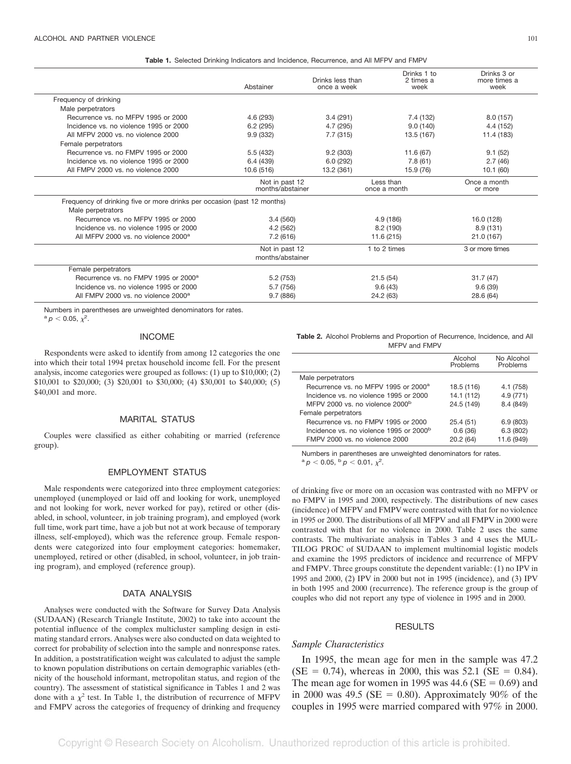**Table 1.** Selected Drinking Indicators and Incidence, Recurrence, and All MFPV and FMPV

| | Abstainer | Drinks less than once a week | Drinks 1 to 2 times a week | Drinks 3 or more times a week |
|---|---|---|---|---|
| Frequency of drinking | | | | |
| Male perpetrators | | | | |
| Recurrence vs. no MFPV 1995 or 2000 | 4.6 (293) | 3.4 (291) | 7.4 (132) | 8.0 (157) |
| Incidence vs. no violence 1995 or 2000 | 6.2 (295) | 4.7 (295) | 9.0 (140) | 4.4 (152) |
| All MFPV 2000 vs. no violence 2000 | 9.9 (332) | 7.7 (315) | 13.5 (167) | 11.4 (183) |
| Female perpetrators | | | | |
| Recurrence vs. no FMPV 1995 or 2000 | 5.5 (432) | 9.2 (303) | 11.6 (67) | 9.1 (52) |
| Incidence vs. no violence 1995 or 2000 | 6.4 (439) | 6.0 (292) | 7.8 (61) | 2.7 (46) |
| All FMPV 2000 vs. no violence 2000 | 10.6 (516) | 13.2 (361) | 15.9 (76) | 10.1 (60) |

| | Not in past 12 months/abstainer | Less than once a month | Once a month or more |
|---|---|---|---|
| Frequency of drinking five or more drinks per occasion (past 12 months) | | | |
| Male perpetrators | | | |
| Recurrence vs. no MFPV 1995 or 2000 | 3.4 (560) | 4.9 (186) | 16.0 (128) |
| Incidence vs. no violence 1995 or 2000 | 4.2 (562) | 8.2 (190) | 8.9 (131) |
| All MFPV 2000 vs. no violence 2000[a] | 7.2 (616) | 11.6 (215) | 21.0 (167) |

| | Not in past 12 months/abstainer | 1 to 2 times | 3 or more times |
|---|---|---|---|
| Female perpetrators | | | |
| Recurrence vs. no FMPV 1995 or 2000[a] | 5.2 (753) | 21.5 (54) | 31.7 (47) |
| Incidence vs. no violence 1995 or 2000 | 5.7 (756) | 9.6 (43) | 9.6 (39) |
| All FMPV 2000 vs. no violence 2000[a] | 9.7 (886) | 24.2 (63) | 28.6 (64) |

Numbers in parentheses are unweighted denominators for rates.
[a] $p < 0.05$, $\chi^2$.

## INCOME

Respondents were asked to identify from among 12 categories the one into which their total 1994 pretax household income fell. For the present analysis, income categories were grouped as follows: (1) up to $10,000; (2) $10,001 to $20,000; (3) $20,001 to $30,000; (4) $30,001 to $40,000; (5) $40,001 and more.

## MARITAL STATUS

Couples were classified as either cohabiting or married (reference group).

## EMPLOYMENT STATUS

Male respondents were categorized into three employment categories: unemployed (unemployed or laid off and looking for work, unemployed and not looking for work, never worked for pay), retired or other (disabled, in school, volunteer, in job training program), and employed (work full time, work part time, have a job but not at work because of temporary illness, self-employed), which was the reference group. Female respondents were categorized into four employment categories: homemaker, unemployed, retired or other (disabled, in school, volunteer, in job training program), and employed (reference group).

## DATA ANALYSIS

Analyses were conducted with the Software for Survey Data Analysis (SUDAAN) (Research Triangle Institute, 2002) to take into account the potential influence of the complex multicluster sampling design in estimating standard errors. Analyses were also conducted on data weighted to correct for probability of selection into the sample and nonresponse rates. In addition, a poststratification weight was calculated to adjust the sample to known population distributions on certain demographic variables (ethnicity of the household informant, metropolitan status, and region of the country). The assessment of statistical significance in Tables 1 and 2 was done with a $\chi^2$ test. In Table 1, the distribution of recurrence of MFPV and FMPV across the categories of frequency of drinking and frequency of drinking five or more on an occasion was contrasted with no MFPV or no FMPV in 1995 and 2000, respectively. The distributions of new cases (incidence) of MFPV and FMPV were contrasted with that for no violence in 1995 or 2000. The distributions of all MFPV and all FMPV in 2000 were contrasted with that for no violence in 2000. Table 2 uses the same contrasts. The multivariate analysis in Tables 3 and 4 uses the MULTILOG PROC of SUDAAN to implement multinomial logistic models and examine the 1995 predictors of incidence and recurrence of MFPV and FMPV. Three groups constitute the dependent variable: (1) no IPV in 1995 and 2000, (2) IPV in 2000 but not in 1995 (incidence), and (3) IPV in both 1995 and 2000 (recurrence). The reference group is the group of couples who did not report any type of violence in 1995 and in 2000.

**Table 2.** Alcohol Problems and Proportion of Recurrence, Incidence, and All MFPV and FMPV

| | Alcohol Problems | No Alcohol Problems |
|---|---|---|
| Male perpetrators | | |
| Recurrence vs. no MFPV 1995 or 2000[a] | 18.5 (116) | 4.1 (758) |
| Incidence vs. no violence 1995 or 2000 | 14.1 (112) | 4.9 (771) |
| MFPV 2000 vs. no violence 2000[b] | 24.5 (149) | 8.4 (849) |
| Female perpetrators | | |
| Recurrence vs. no FMPV 1995 or 2000 | 25.4 (51) | 6.9 (803) |
| Incidence vs. no violence 1995 or 2000[b] | 0.6 (36) | 6.3 (802) |
| FMPV 2000 vs. no violence 2000 | 20.2 (64) | 11.6 (949) |

Numbers in parentheses are unweighted denominators for rates.
[a] $p < 0.05$, [b] $p < 0.01$, $\chi^2$.

## RESULTS

### *Sample Characteristics*

In 1995, the mean age for men in the sample was 47.2 (SE = 0.74), whereas in 2000, this was 52.1 (SE = 0.84). The mean age for women in 1995 was 44.6 (SE = 0.69) and in 2000 was 49.5 (SE = 0.80). Approximately 90% of the couples in 1995 were married compared with 97% in 2000.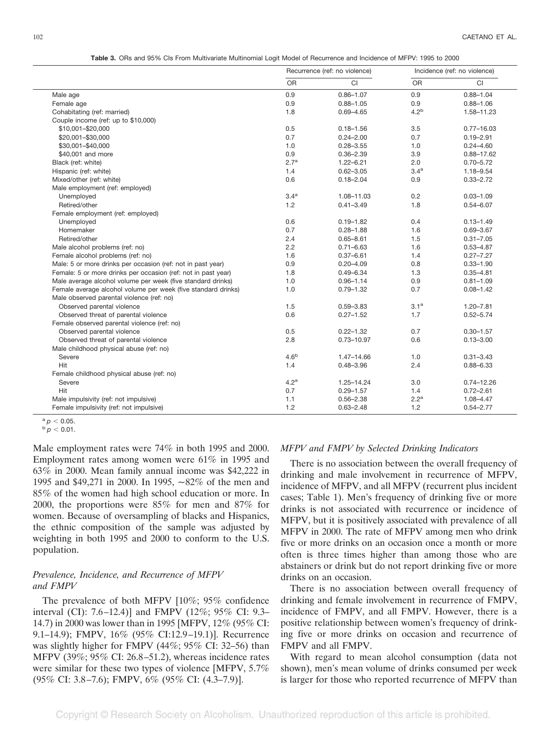**Table 3.** ORs and 95% CIs From Multivariate Multinomial Logit Model of Recurrence and Incidence of MFPV: 1995 to 2000

| | Recurrence (ref: no violence) | | Incidence (ref: no violence) | |
|---|---|---|---|---|
| | OR | CI | OR | CI |
| Male age | 0.9 | 0.86–1.07 | 0.9 | 0.88–1.04 |
| Female age | 0.9 | 0.88–1.05 | 0.9 | 0.88–1.06 |
| Cohabitating (ref: married) | 1.8 | 0.69–4.65 | 4.2[b] | 1.58–11.23 |
| Couple income (ref: up to $10,000) | | | | |
| $10,001–$20,000 | 0.5 | 0.18–1.56 | 3.5 | 0.77–16.03 |
| $20,001–$30,000 | 0.7 | 0.24–2.00 | 0.7 | 0.19–2.91 |
| $30,001–$40,000 | 1.0 | 0.28–3.55 | 1.0 | 0.24–4.60 |
| $40,001 and more | 0.9 | 0.36–2.39 | 3.9 | 0.88–17.62 |
| Black (ref: white) | 2.7[a] | 1.22–6.21 | 2.0 | 0.70–5.72 |
| Hispanic (ref: white) | 1.4 | 0.62–3.05 | 3.4[a] | 1.18–9.54 |
| Mixed/other (ref: white) | 0.6 | 0.18–2.04 | 0.9 | 0.33–2.72 |
| Male employment (ref: employed) | | | | |
| Unemployed | 3.4[a] | 1.08–11.03 | 0.2 | 0.03–1.09 |
| Retired/other | 1.2 | 0.41–3.49 | 1.8 | 0.54–6.07 |
| Female employment (ref: employed) | | | | |
| Unemployed | 0.6 | 0.19–1.82 | 0.4 | 0.13–1.49 |
| Homemaker | 0.7 | 0.28–1.88 | 1.6 | 0.69–3.67 |
| Retired/other | 2.4 | 0.65–8.61 | 1.5 | 0.31–7.05 |
| Male alcohol problems (ref: no) | 2.2 | 0.71–6.63 | 1.6 | 0.53–4.87 |
| Female alcohol problems (ref: no) | 1.6 | 0.37–6.61 | 1.4 | 0.27–7.27 |
| Male: 5 or more drinks per occasion (ref: not in past year) | 0.9 | 0.20–4.09 | 0.8 | 0.33–1.90 |
| Female: 5 or more drinks per occasion (ref: not in past year) | 1.8 | 0.49–6.34 | 1.3 | 0.35–4.81 |
| Male average alcohol volume per week (five standard drinks) | 1.0 | 0.96–1.14 | 0.9 | 0.81–1.09 |
| Female average alcohol volume per week (five standard drinks) | 1.0 | 0.79–1.32 | 0.7 | 0.08–1.42 |
| Male observed parental violence (ref: no) | | | | |
| Observed parental violence | 1.5 | 0.59–3.83 | 3.1[a] | 1.20–7.81 |
| Observed threat of parental violence | 0.6 | 0.27–1.52 | 1.7 | 0.52–5.74 |
| Female observed parental violence (ref: no) | | | | |
| Observed parental violence | 0.5 | 0.22–1.32 | 0.7 | 0.30–1.57 |
| Observed threat of parental violence | 2.8 | 0.73–10.97 | 0.6 | 0.13–3.00 |
| Male childhood physical abuse (ref: no) | | | | |
| Severe | 4.6[b] | 1.47–14.66 | 1.0 | 0.31–3.43 |
| Hit | 1.4 | 0.48–3.96 | 2.4 | 0.88–6.33 |
| Female childhood physical abuse (ref: no) | | | | |
| Severe | 4.2[a] | 1.25–14.24 | 3.0 | 0.74–12.26 |
| Hit | 0.7 | 0.29–1.57 | 1.4 | 0.72–2.61 |
| Male impulsivity (ref: not impulsive) | 1.1 | 0.56–2.38 | 2.2[a] | 1.08–4.47 |
| Female impulsivity (ref: not impulsive) | 1.2 | 0.63–2.48 | 1.2 | 0.54–2.77 |

[a] $p < 0.05$.
[b] $p < 0.01$.

Male employment rates were 74% in both 1995 and 2000. Employment rates among women were 61% in 1995 and 63% in 2000. Mean family annual income was $42,222 in 1995 and $49,271 in 2000. In 1995, ~82% of the men and 85% of the women had high school education or more. In 2000, the proportions were 85% for men and 87% for women. Because of oversampling of blacks and Hispanics, the ethnic composition of the sample was adjusted by weighting in both 1995 and 2000 to conform to the U.S. population.

### *Prevalence, Incidence, and Recurrence of MFPV and FMPV*

The prevalence of both MFPV [10%; 95% confidence interval (CI): 7.6–12.4)] and FMPV (12%; 95% CI: 9.3–14.7) in 2000 was lower than in 1995 [MFPV, 12% (95% CI: 9.1–14.9); FMPV, 16% (95% CI:12.9–19.1)]. Recurrence was slightly higher for FMPV (44%; 95% CI: 32–56) than MFPV (39%; 95% CI: 26.8–51.2), whereas incidence rates were similar for these two types of violence [MFPV, 5.7% (95% CI: 3.8–7.6); FMPV, 6% (95% CI: (4.3–7.9)].

### *MFPV and FMPV by Selected Drinking Indicators*

There is no association between the overall frequency of drinking and male involvement in recurrence of MFPV, incidence of MFPV, and all MFPV (recurrent plus incident cases; Table 1). Men's frequency of drinking five or more drinks is not associated with recurrence or incidence of MFPV, but it is positively associated with prevalence of all MFPV in 2000. The rate of MFPV among men who drink five or more drinks on an occasion once a month or more often is three times higher than among those who are abstainers or drink but do not report drinking five or more drinks on an occasion.

There is no association between overall frequency of drinking and female involvement in recurrence of FMPV, incidence of FMPV, and all FMPV. However, there is a positive relationship between women's frequency of drinking five or more drinks on occasion and recurrence of FMPV and all FMPV.

With regard to mean alcohol consumption (data not shown), men's mean volume of drinks consumed per week is larger for those who reported recurrence of MFPV than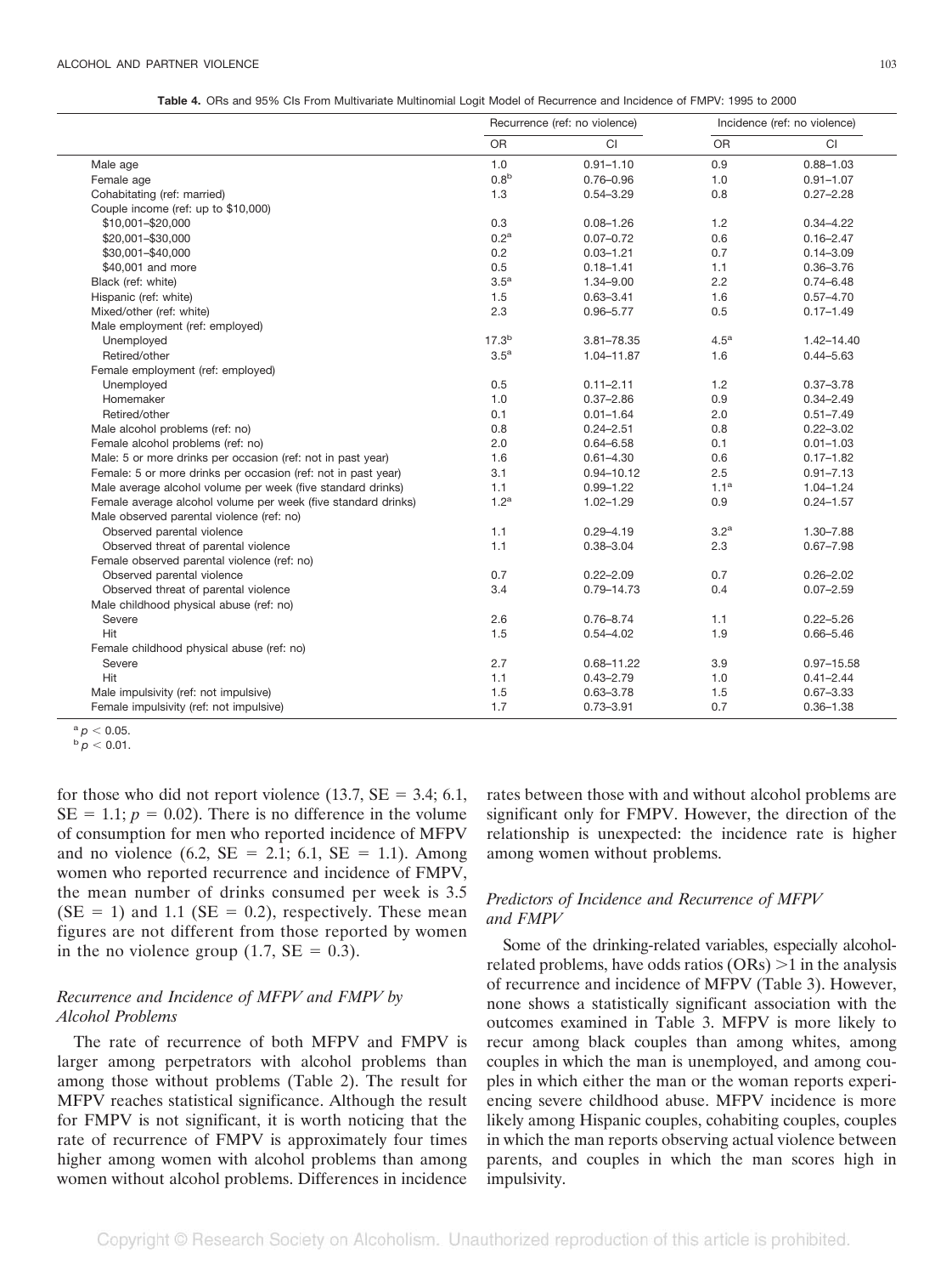**Table 4.** ORs and 95% CIs From Multivariate Multinomial Logit Model of Recurrence and Incidence of FMPV: 1995 to 2000

| | Recurrence (ref: no violence) | | Incidence (ref: no violence) | |
|---|---|---|---|---|
| | OR | CI | OR | CI |
| Male age | 1.0 | 0.91–1.10 | 0.9 | 0.88–1.03 |
| Female age | 0.8[b] | 0.76–0.96 | 1.0 | 0.91–1.07 |
| Cohabitating (ref: married) | 1.3 | 0.54–3.29 | 0.8 | 0.27–2.28 |
| Couple income (ref: up to $10,000) | | | | |
| $10,001–$20,000 | 0.3 | 0.08–1.26 | 1.2 | 0.34–4.22 |
| $20,001–$30,000 | 0.2[a] | 0.07–0.72 | 0.6 | 0.16–2.47 |
| $30,001–$40,000 | 0.2 | 0.03–1.21 | 0.7 | 0.14–3.09 |
| $40,001 and more | 0.5 | 0.18–1.41 | 1.1 | 0.36–3.76 |
| Black (ref: white) | 3.5[a] | 1.34–9.00 | 2.2 | 0.74–6.48 |
| Hispanic (ref: white) | 1.5 | 0.63–3.41 | 1.6 | 0.57–4.70 |
| Mixed/other (ref: white) | 2.3 | 0.96–5.77 | 0.5 | 0.17–1.49 |
| Male employment (ref: employed) | | | | |
| Unemployed | 17.3[b] | 3.81–78.35 | 4.5[a] | 1.42–14.40 |
| Retired/other | 3.5[a] | 1.04–11.87 | 1.6 | 0.44–5.63 |
| Female employment (ref: employed) | | | | |
| Unemployed | 0.5 | 0.11–2.11 | 1.2 | 0.37–3.78 |
| Homemaker | 1.0 | 0.37–2.86 | 0.9 | 0.34–2.49 |
| Retired/other | 0.1 | 0.01–1.64 | 2.0 | 0.51–7.49 |
| Male alcohol problems (ref: no) | 0.8 | 0.24–2.51 | 0.8 | 0.22–3.02 |
| Female alcohol problems (ref: no) | 2.0 | 0.64–6.58 | 0.1 | 0.01–1.03 |
| Male: 5 or more drinks per occasion (ref: not in past year) | 1.6 | 0.61–4.30 | 0.6 | 0.17–1.82 |
| Female: 5 or more drinks per occasion (ref: not in past year) | 3.1 | 0.94–10.12 | 2.5 | 0.91–7.13 |
| Male average alcohol volume per week (five standard drinks) | 1.1 | 0.99–1.22 | 1.1[a] | 1.04–1.24 |
| Female average alcohol volume per week (five standard drinks) | 1.2[a] | 1.02–1.29 | 0.9 | 0.24–1.57 |
| Male observed parental violence (ref: no) | | | | |
| Observed parental violence | 1.1 | 0.29–4.19 | 3.2[a] | 1.30–7.88 |
| Observed threat of parental violence | 1.1 | 0.38–3.04 | 2.3 | 0.67–7.98 |
| Female observed parental violence (ref: no) | | | | |
| Observed parental violence | 0.7 | 0.22–2.09 | 0.7 | 0.26–2.02 |
| Observed threat of parental violence | 3.4 | 0.79–14.73 | 0.4 | 0.07–2.59 |
| Male childhood physical abuse (ref: no) | | | | |
| Severe | 2.6 | 0.76–8.74 | 1.1 | 0.22–5.26 |
| Hit | 1.5 | 0.54–4.02 | 1.9 | 0.66–5.46 |
| Female childhood physical abuse (ref: no) | | | | |
| Severe | 2.7 | 0.68–11.22 | 3.9 | 0.97–15.58 |
| Hit | 1.1 | 0.43–2.79 | 1.0 | 0.41–2.44 |
| Male impulsivity (ref: not impulsive) | 1.5 | 0.63–3.78 | 1.5 | 0.67–3.33 |
| Female impulsivity (ref: not impulsive) | 1.7 | 0.73–3.91 | 0.7 | 0.36–1.38 |

[a] $p < 0.05$.
[b] $p < 0.01$.

for those who did not report violence (13.7, SE = 3.4; 6.1, SE = 1.1; $p = 0.02$). There is no difference in the volume of consumption for men who reported incidence of MFPV and no violence (6.2, SE = 2.1; 6.1, SE = 1.1). Among women who reported recurrence and incidence of FMPV, the mean number of drinks consumed per week is 3.5 (SE = 1) and 1.1 (SE = 0.2), respectively. These mean figures are not different from those reported by women in the no violence group (1.7, SE = 0.3).

### *Recurrence and Incidence of MFPV and FMPV by Alcohol Problems*

The rate of recurrence of both MFPV and FMPV is larger among perpetrators with alcohol problems than among those without problems (Table 2). The result for MFPV reaches statistical significance. Although the result for FMPV is not significant, it is worth noticing that the rate of recurrence of FMPV is approximately four times higher among women with alcohol problems than among women without alcohol problems. Differences in incidence rates between those with and without alcohol problems are significant only for FMPV. However, the direction of the relationship is unexpected: the incidence rate is higher among women without problems.

### *Predictors of Incidence and Recurrence of MFPV and FMPV*

Some of the drinking-related variables, especially alcohol-related problems, have odds ratios (ORs) >1 in the analysis of recurrence and incidence of MFPV (Table 3). However, none shows a statistically significant association with the outcomes examined in Table 3. MFPV is more likely to recur among black couples than among whites, among couples in which the man is unemployed, and among couples in which either the man or the woman reports experiencing severe childhood abuse. MFPV incidence is more likely among Hispanic couples, cohabiting couples, couples in which the man reports observing actual violence between parents, and couples in which the man scores high in impulsivity.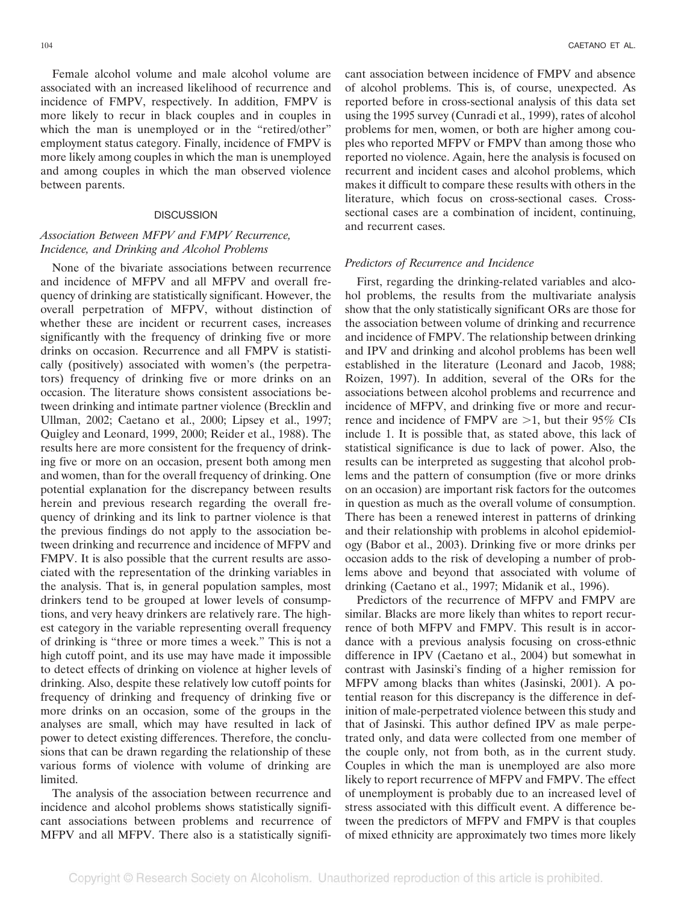Female alcohol volume and male alcohol volume are associated with an increased likelihood of recurrence and incidence of FMPV, respectively. In addition, FMPV is more likely to recur in black couples and in couples in which the man is unemployed or in the "retired/other" employment status category. Finally, incidence of FMPV is more likely among couples in which the man is unemployed and among couples in which the man observed violence between parents.

## DISCUSSION

### *Association Between MFPV and FMPV Recurrence, Incidence, and Drinking and Alcohol Problems*

None of the bivariate associations between recurrence and incidence of MFPV and all MFPV and overall frequency of drinking are statistically significant. However, the overall perpetration of MFPV, without distinction of whether these are incident or recurrent cases, increases significantly with the frequency of drinking five or more drinks on occasion. Recurrence and all FMPV is statistically (positively) associated with women's (the perpetrators) frequency of drinking five or more drinks on an occasion. The literature shows consistent associations between drinking and intimate partner violence (Brecklin and Ullman, 2002; Caetano et al., 2000; Lipsey et al., 1997; Quigley and Leonard, 1999, 2000; Reider et al., 1988). The results here are more consistent for the frequency of drinking five or more on an occasion, present both among men and women, than for the overall frequency of drinking. One potential explanation for the discrepancy between results herein and previous research regarding the overall frequency of drinking and its link to partner violence is that the previous findings do not apply to the association between drinking and recurrence and incidence of MFPV and FMPV. It is also possible that the current results are associated with the representation of the drinking variables in the analysis. That is, in general population samples, most drinkers tend to be grouped at lower levels of consumptions, and very heavy drinkers are relatively rare. The highest category in the variable representing overall frequency of drinking is "three or more times a week." This is not a high cutoff point, and its use may have made it impossible to detect effects of drinking on violence at higher levels of drinking. Also, despite these relatively low cutoff points for frequency of drinking and frequency of drinking five or more drinks on an occasion, some of the groups in the analyses are small, which may have resulted in lack of power to detect existing differences. Therefore, the conclusions that can be drawn regarding the relationship of these various forms of violence with volume of drinking are limited.

The analysis of the association between recurrence and incidence and alcohol problems shows statistically significant associations between problems and recurrence of MFPV and all MFPV. There also is a statistically significant association between incidence of FMPV and absence of alcohol problems. This is, of course, unexpected. As reported before in cross-sectional analysis of this data set using the 1995 survey (Cunradi et al., 1999), rates of alcohol problems for men, women, or both are higher among couples who reported MFPV or FMPV than among those who reported no violence. Again, here the analysis is focused on recurrent and incident cases and alcohol problems, which makes it difficult to compare these results with others in the literature, which focus on cross-sectional cases. Cross-sectional cases are a combination of incident, continuing, and recurrent cases.

### *Predictors of Recurrence and Incidence*

First, regarding the drinking-related variables and alcohol problems, the results from the multivariate analysis show that the only statistically significant ORs are those for the association between volume of drinking and recurrence and incidence of FMPV. The relationship between drinking and IPV and drinking and alcohol problems has been well established in the literature (Leonard and Jacob, 1988; Roizen, 1997). In addition, several of the ORs for the associations between alcohol problems and recurrence and incidence of MFPV, and drinking five or more and recurrence and incidence of FMPV are >1, but their 95% CIs include 1. It is possible that, as stated above, this lack of statistical significance is due to lack of power. Also, the results can be interpreted as suggesting that alcohol problems and the pattern of consumption (five or more drinks on an occasion) are important risk factors for the outcomes in question as much as the overall volume of consumption. There has been a renewed interest in patterns of drinking and their relationship with problems in alcohol epidemiology (Babor et al., 2003). Drinking five or more drinks per occasion adds to the risk of developing a number of problems above and beyond that associated with volume of drinking (Caetano et al., 1997; Midanik et al., 1996).

Predictors of the recurrence of MFPV and FMPV are similar. Blacks are more likely than whites to report recurrence of both MFPV and FMPV. This result is in accordance with a previous analysis focusing on cross-ethnic difference in IPV (Caetano et al., 2004) but somewhat in contrast with Jasinski's finding of a higher remission for MFPV among blacks than whites (Jasinski, 2001). A potential reason for this discrepancy is the difference in definition of male-perpetrated violence between this study and that of Jasinski. This author defined IPV as male perpetrated only, and data were collected from one member of the couple only, not from both, as in the current study. Couples in which the man is unemployed are also more likely to report recurrence of MFPV and FMPV. The effect of unemployment is probably due to an increased level of stress associated with this difficult event. A difference between the predictors of MFPV and FMPV is that couples of mixed ethnicity are approximately two times more likely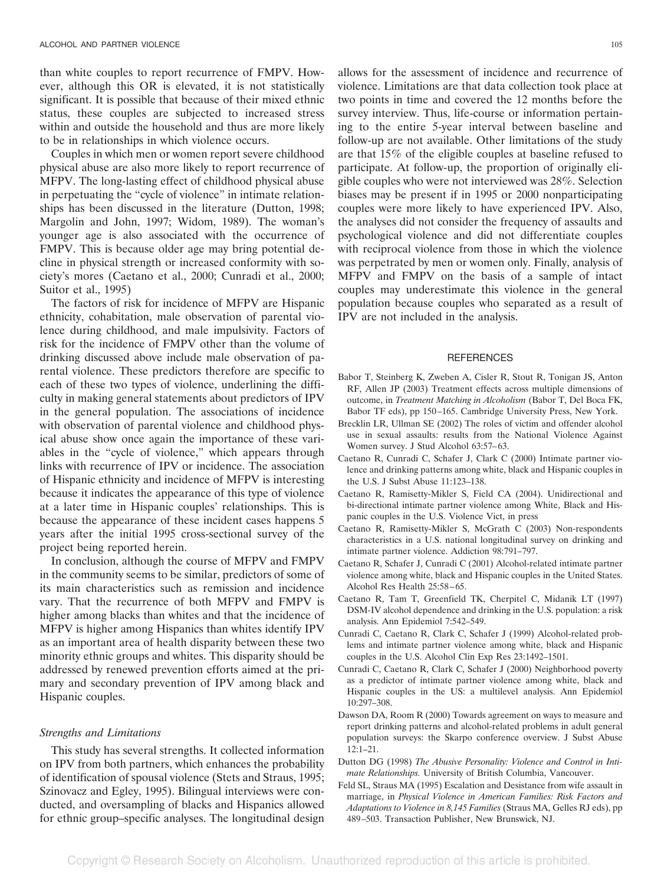than white couples to report recurrence of FMPV. However, although this OR is elevated, it is not statistically significant. It is possible that because of their mixed ethnic status, these couples are subjected to increased stress within and outside the household and thus are more likely to be in relationships in which violence occurs.

Couples in which men or women report severe childhood physical abuse are also more likely to report recurrence of MFPV. The long-lasting effect of childhood physical abuse in perpetuating the "cycle of violence" in intimate relationships has been discussed in the literature (Dutton, 1998; Margolin and John, 1997; Widom, 1989). The woman's younger age is also associated with the occurrence of FMPV. This is because older age may bring potential decline in physical strength or increased conformity with society's mores (Caetano et al., 2000; Cunradi et al., 2000; Suitor et al., 1995)

The factors of risk for incidence of MFPV are Hispanic ethnicity, cohabitation, male observation of parental violence during childhood, and male impulsivity. Factors of risk for the incidence of FMPV other than the volume of drinking discussed above include male observation of parental violence. These predictors therefore are specific to each of these two types of violence, underlining the difficulty in making general statements about predictors of IPV in the general population. The associations of incidence with observation of parental violence and childhood physical abuse show once again the importance of these variables in the "cycle of violence," which appears through links with recurrence of IPV or incidence. The association of Hispanic ethnicity and incidence of MFPV is interesting because it indicates the appearance of this type of violence at a later time in Hispanic couples' relationships. This is because the appearance of these incident cases happens 5 years after the initial 1995 cross-sectional survey of the project being reported herein.

In conclusion, although the course of MFPV and FMPV in the community seems to be similar, predictors of some of its main characteristics such as remission and incidence vary. That the recurrence of both MFPV and FMPV is higher among blacks than whites and that the incidence of MFPV is higher among Hispanics than whites identify IPV as an important area of health disparity between these two minority ethnic groups and whites. This disparity should be addressed by renewed prevention efforts aimed at the primary and secondary prevention of IPV among black and Hispanic couples.

### *Strengths and Limitations*

This study has several strengths. It collected information on IPV from both partners, which enhances the probability of identification of spousal violence (Stets and Straus, 1995; Szinovacz and Egley, 1995). Bilingual interviews were conducted, and oversampling of blacks and Hispanics allowed for ethnic group–specific analyses. The longitudinal design allows for the assessment of incidence and recurrence of violence. Limitations are that data collection took place at two points in time and covered the 12 months before the survey interview. Thus, life-course or information pertaining to the entire 5-year interval between baseline and follow-up are not available. Other limitations of the study are that 15% of the eligible couples at baseline refused to participate. At follow-up, the proportion of originally eligible couples who were not interviewed was 28%. Selection biases may be present if in 1995 or 2000 nonparticipating couples were more likely to have experienced IPV. Also, the analyses did not consider the frequency of assaults and psychological violence and did not differentiate couples with reciprocal violence from those in which the violence was perpetrated by men or women only. Finally, analysis of MFPV and FMPV on the basis of a sample of intact couples may underestimate this violence in the general population because couples who separated as a result of IPV are not included in the analysis.

## REFERENCES

Babor T, Steinberg K, Zweben A, Cisler R, Stout R, Tonigan JS, Anton RF, Allen JP (2003) Treatment effects across multiple dimensions of outcome, in *Treatment Matching in Alcoholism* (Babor T, Del Boca FK, Babor TF eds), pp 150–165. Cambridge University Press, New York.

Brecklin LR, Ullman SE (2002) The roles of victim and offender alcohol use in sexual assaults: results from the National Violence Against Women survey. J Stud Alcohol 63:57–63.

Caetano R, Cunradi C, Schafer J, Clark C (2000) Intimate partner violence and drinking patterns among white, black and Hispanic couples in the U.S. J Subst Abuse 11:123–138.

Caetano R, Ramisetty-Mikler S, Field CA (2004). Unidirectional and bi-directional intimate partner violence among White, Black and Hispanic couples in the U.S. Violence Vict, in press

Caetano R, Ramisetty-Mikler S, McGrath C (2003) Non-respondents characteristics in a U.S. national longitudinal survey on drinking and intimate partner violence. Addiction 98:791–797.

Caetano R, Schafer J, Cunradi C (2001) Alcohol-related intimate partner violence among white, black and Hispanic couples in the United States. Alcohol Res Health 25:58–65.

Caetano R, Tam T, Greenfield TK, Cherpitel C, Midanik LT (1997) DSM-IV alcohol dependence and drinking in the U.S. population: a risk analysis. Ann Epidemiol 7:542–549.

Cunradi C, Caetano R, Clark C, Schafer J (1999) Alcohol-related problems and intimate partner violence among white, black and Hispanic couples in the U.S. Alcohol Clin Exp Res 23:1492–1501.

Cunradi C, Caetano R, Clark C, Schafer J (2000) Neighborhood poverty as a predictor of intimate partner violence among white, black and Hispanic couples in the US: a multilevel analysis. Ann Epidemiol 10:297–308.

Dawson DA, Room R (2000) Towards agreement on ways to measure and report drinking patterns and alcohol-related problems in adult general population surveys: the Skarpo conference overview. J Subst Abuse 12:1–21.

Dutton DG (1998) *The Abusive Personality: Violence and Control in Intimate Relationships.* University of British Columbia, Vancouver.

Feld SL, Straus MA (1995) Escalation and Desistance from wife assault in marriage, in *Physical Violence in American Families: Risk Factors and Adaptations to Violence in 8,145 Families* (Straus MA, Gelles RJ eds), pp 489–503. Transaction Publisher, New Brunswick, NJ.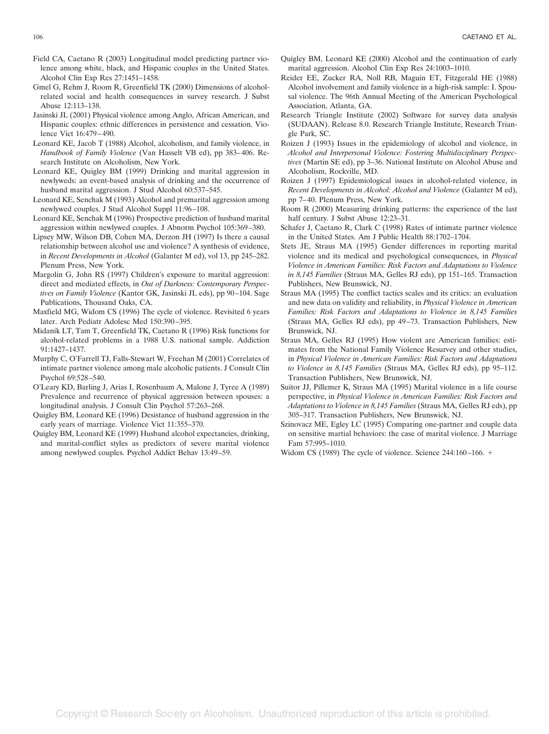Field CA, Caetano R (2003) Longitudinal model predicting partner violence among white, black, and Hispanic couples in the United States. Alcohol Clin Exp Res 27:1451–1458.

Gmel G, Rehm J, Room R, Greenfield TK (2000) Dimensions of alcohol-related social and health consequences in survey research. J Subst Abuse 12:113–138.

Jasinski JL (2001) Physical violence among Anglo, African American, and Hispanic couples: ethnic differences in persistence and cessation. Violence Vict 16:479–490.

Leonard KE, Jacob T (1988) Alcohol, alcoholism, and family violence, in *Handbook of Family Violence* (Van Hasselt VB ed), pp 383–406. Research Institute on Alcoholism, New York.

Leonard KE, Quigley BM (1999) Drinking and marital aggression in newlyweds: an event-based analysis of drinking and the occurrence of husband marital aggression. J Stud Alcohol 60:537–545.

Leonard KE, Senchak M (1993) Alcohol and premarital aggression among newlywed couples. J Stud Alcohol Suppl 11:96–108.

Leonard KE, Senchak M (1996) Prospective prediction of husband marital aggression within newlywed couples. J Abnorm Psychol 105:369–380.

Lipsey MW, Wilson DB, Cohen MA, Derzon JH (1997) Is there a causal relationship between alcohol use and violence? A synthesis of evidence, in *Recent Developments in Alcohol* (Galanter M ed), vol 13, pp 245–282. Plenum Press, New York.

Margolin G, John RS (1997) Children's exposure to marital aggression: direct and mediated effects, in *Out of Darkness: Contemporary Perspectives on Family Violence* (Kantor GK, Jasinski JL eds), pp 90–104. Sage Publications, Thousand Oaks, CA.

Maxfield MG, Widom CS (1996) The cycle of violence. Revisited 6 years later. Arch Pediatr Adolesc Med 150:390–395.

Midanik LT, Tam T, Greenfield TK, Caetano R (1996) Risk functions for alcohol-related problems in a 1988 U.S. national sample. Addiction 91:1427–1437.

Murphy C, O'Farrell TJ, Falls-Stewart W, Freehan M (2001) Correlates of intimate partner violence among male alcoholic patients. J Consult Clin Psychol 69:528–540.

O'Leary KD, Barling J, Arias I, Rosenbaum A, Malone J, Tyree A (1989) Prevalence and recurrence of physical aggression between spouses: a longitudinal analysis. J Consult Clin Psychol 57:263–268.

Quigley BM, Leonard KE (1996) Desistance of husband aggression in the early years of marriage. Violence Vict 11:355–370.

Quigley BM, Leonard KE (1999) Husband alcohol expectancies, drinking, and marital-conflict styles as predictors of severe marital violence among newlywed couples. Psychol Addict Behav 13:49–59.

Quigley BM, Leonard KE (2000) Alcohol and the continuation of early marital aggression. Alcohol Clin Exp Res 24:1003–1010.

Reider EE, Zucker RA, Noll RB, Maguin ET, Fitzgerald HE (1988) Alcohol involvement and family violence in a high-risk sample: I. Spousal violence. The 96th Annual Meeting of the American Psychological Association, Atlanta, GA.

Research Triangle Institute (2002) Software for survey data analysis (SUDAAN). Release 8.0. Research Triangle Institute, Research Triangle Park, SC.

Roizen J (1993) Issues in the epidemiology of alcohol and violence, in *Alcohol and Interpersonal Violence: Fostering Multidisciplinary Perspectives* (Martin SE ed), pp 3–36. National Institute on Alcohol Abuse and Alcoholism, Rockville, MD.

Roizen J (1997) Epidemiological issues in alcohol-related violence, in *Recent Developments in Alcohol: Alcohol and Violence* (Galanter M ed), pp 7–40. Plenum Press, New York.

Room R (2000) Measuring drinking patterns: the experience of the last half century. J Subst Abuse 12:23–31.

Schafer J, Caetano R, Clark C (1998) Rates of intimate partner violence in the United States. Am J Public Health 88:1702–1704.

Stets JE, Straus MA (1995) Gender differences in reporting marital violence and its medical and psychological consequences, in *Physical Violence in American Families: Risk Factors and Adaptations to Violence in 8,145 Families* (Straus MA, Gelles RJ eds), pp 151–165. Transaction Publishers, New Brunswick, NJ.

Straus MA (1995) The conflict tactics scales and its critics: an evaluation and new data on validity and reliability, in *Physical Violence in American Families: Risk Factors and Adaptations to Violence in 8,145 Families* (Straus MA, Gelles RJ eds), pp 49–73. Transaction Publishers, New Brunswick, NJ.

Straus MA, Gelles RJ (1995) How violent are American families: estimates from the National Family Violence Resurvey and other studies, in *Physical Violence in American Families: Risk Factors and Adaptations to Violence in 8,145 Families* (Straus MA, Gelles RJ eds), pp 95–112. Transaction Publishers, New Brunswick, NJ.

Suitor JJ, Pillemer K, Straus MA (1995) Marital violence in a life course perspective, in *Physical Violence in American Families: Risk Factors and Adaptations to Violence in 8,145 Families* (Straus MA, Gelles RJ eds), pp 305–317. Transaction Publishers, New Brunswick, NJ.

Szinovacz ME, Egley LC (1995) Comparing one-partner and couple data on sensitive martial behaviors: the case of marital violence. J Marriage Fam 57:995–1010.

Widom CS (1989) The cycle of violence. Science 244:160–166. ✦